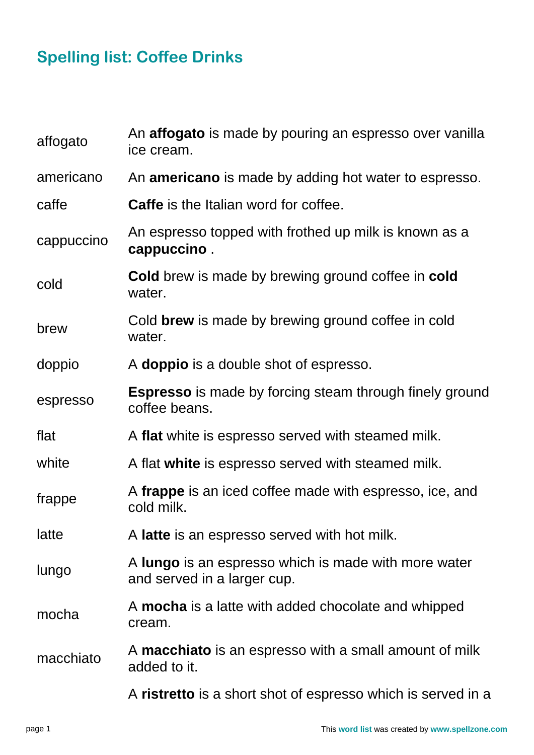## Spelling list: Coffee Drinks

| | |
|---|---|
| affogato | An **affogato** is made by pouring an espresso over vanilla ice cream. |
| americano | An **americano** is made by adding hot water to espresso. |
| caffe | **Caffe** is the Italian word for coffee. |
| cappuccino | An espresso topped with frothed up milk is known as a **cappuccino** . |
| cold | **Cold** brew is made by brewing ground coffee in **cold** water. |
| brew | Cold **brew** is made by brewing ground coffee in cold water. |
| doppio | A **doppio** is a double shot of espresso. |
| espresso | **Espresso** is made by forcing steam through finely ground coffee beans. |
| flat | A **flat** white is espresso served with steamed milk. |
| white | A flat **white** is espresso served with steamed milk. |
| frappe | A **frappe** is an iced coffee made with espresso, ice, and cold milk. |
| latte | A **latte** is an espresso served with hot milk. |
| lungo | A **lungo** is an espresso which is made with more water and served in a larger cup. |
| mocha | A **mocha** is a latte with added chocolate and whipped cream. |
| macchiato | A **macchiato** is an espresso with a small amount of milk added to it. |
| | A **ristretto** is a short shot of espresso which is served in a |

This **word list** was created by **www.spellzone.com**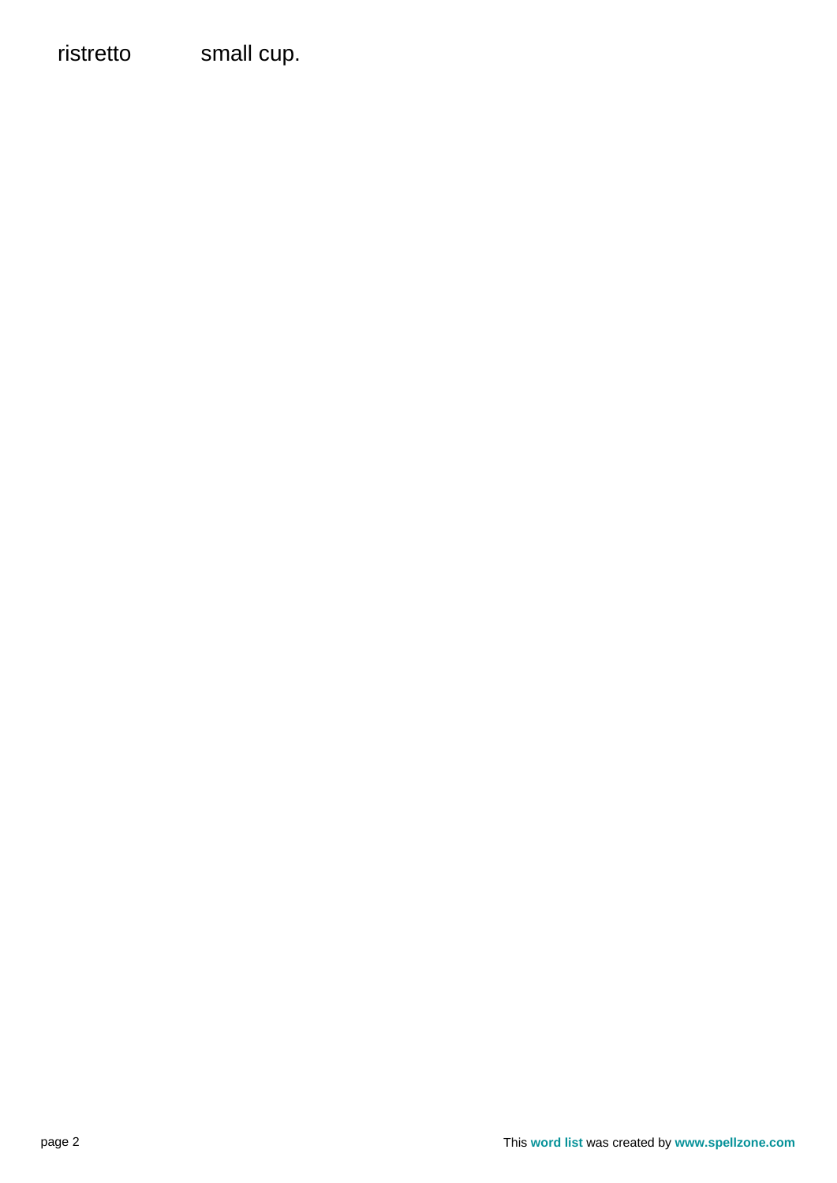| | |
|---|---|
| ristretto | small cup. |